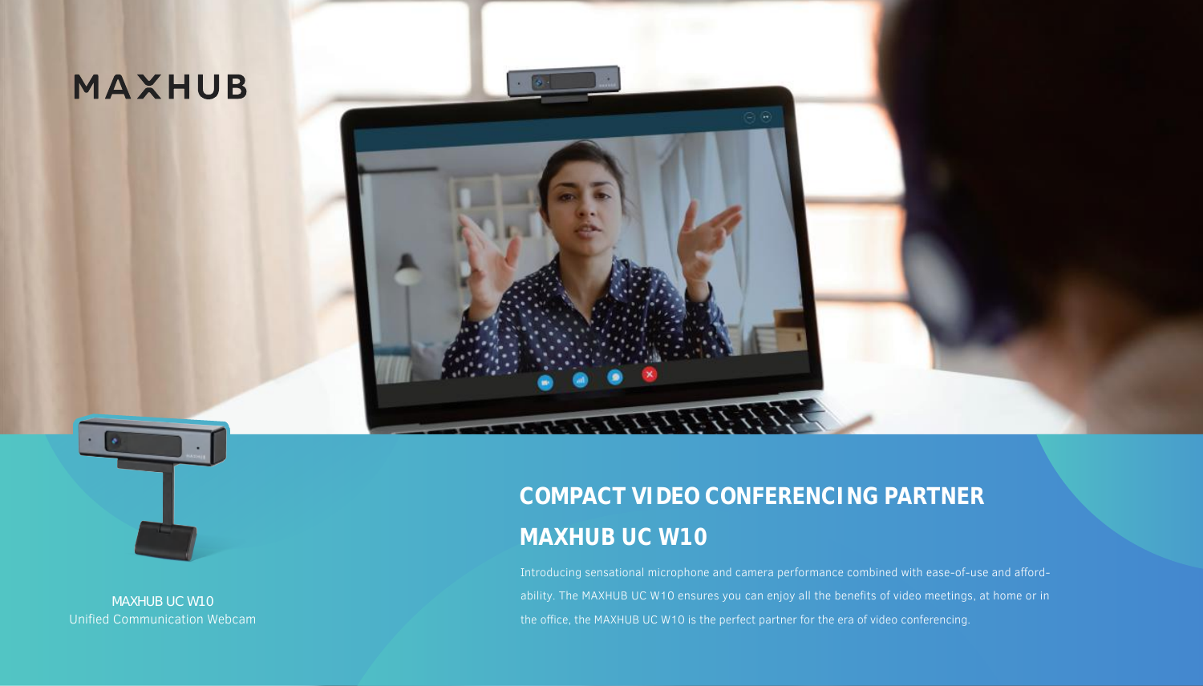MAXHUB

MAXHUB UC W10
Unified Communication Webcam

# COMPACT VIDEO CONFERENCING PARTNER
# MAXHUB UC W10

Introducing sensational microphone and camera performance combined with ease-of-use and affordability. The MAXHUB UC W10 ensures you can enjoy all the benefits of video meetings, at home or in the office, the MAXHUB UC W10 is the perfect partner for the era of video conferencing.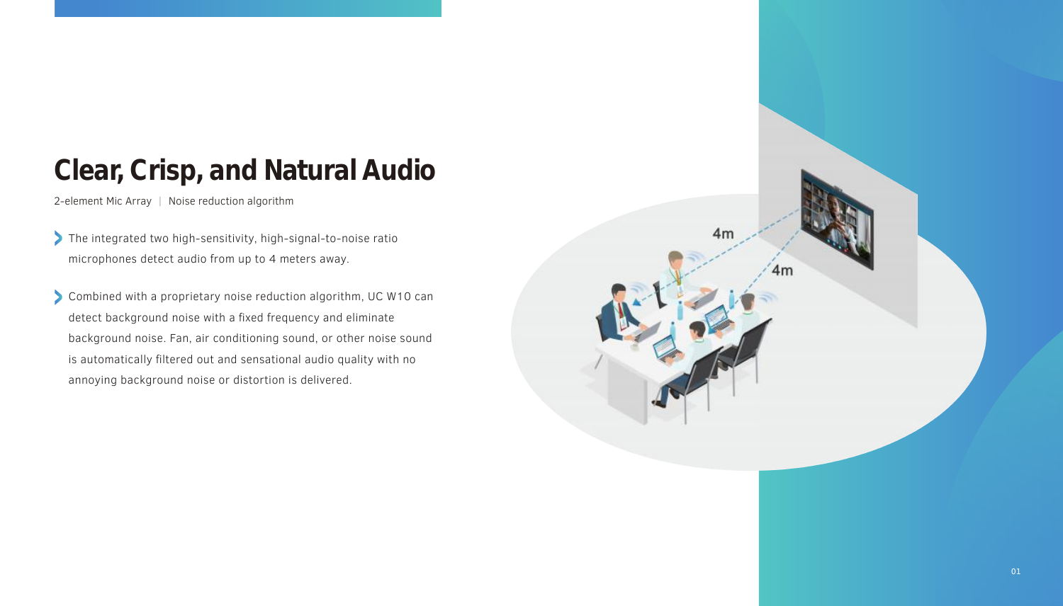# Clear, Crisp, and Natural Audio

2-element Mic Array | Noise reduction algorithm

- The integrated two high-sensitivity, high-signal-to-noise ratio microphones detect audio from up to 4 meters away.
- Combined with a proprietary noise reduction algorithm, UC W10 can detect background noise with a fixed frequency and eliminate background noise. Fan, air conditioning sound, or other noise sound is automatically filtered out and sensational audio quality with no annoying background noise or distortion is delivered.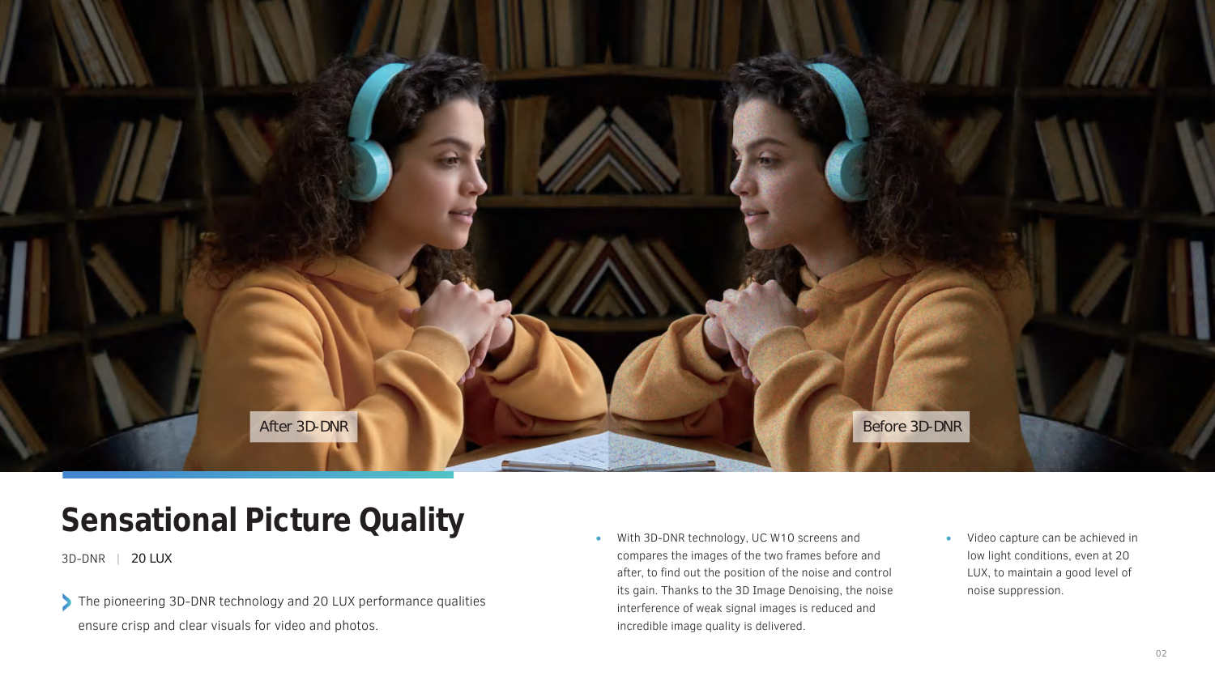After 3D-DNR

Before 3D-DNR

# Sensational Picture Quality

3D-DNR | 20 LUX

The pioneering 3D-DNR technology and 20 LUX performance qualities ensure crisp and clear visuals for video and photos.

- With 3D-DNR technology, UC W10 screens and compares the images of the two frames before and after, to find out the position of the noise and control its gain. Thanks to the 3D Image Denoising, the noise interference of weak signal images is reduced and incredible image quality is delivered.

- Video capture can be achieved in low light conditions, even at 20 LUX, to maintain a good level of noise suppression.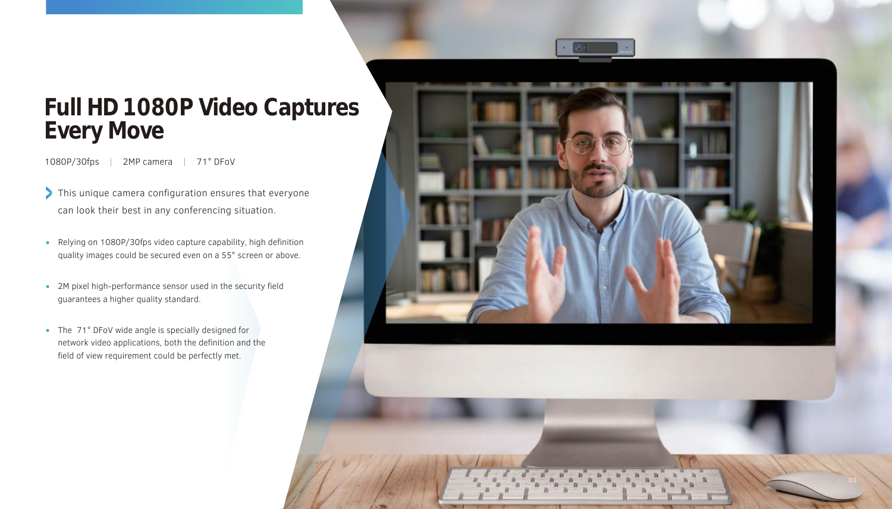# Full HD 1080P Video Captures Every Move

1080P/30fps | 2MP camera | 71° DFoV

- This unique camera configuration ensures that everyone can look their best in any conferencing situation.

- Relying on 1080P/30fps video capture capability, high definition quality images could be secured even on a 55" screen or above.
- 2M pixel high-performance sensor used in the security field guarantees a higher quality standard.
- The 71° DFoV wide angle is specially designed for network video applications, both the definition and the field of view requirement could be perfectly met.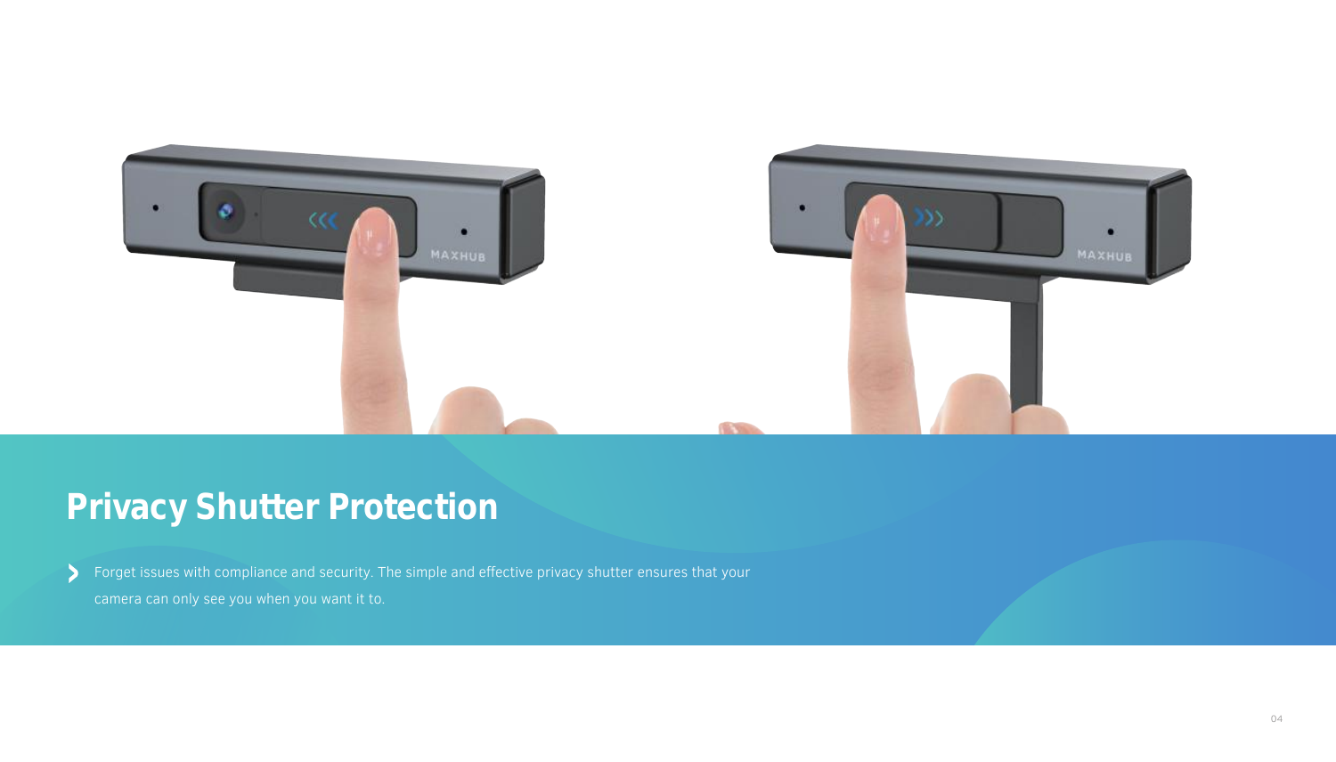# Privacy Shutter Protection

- Forget issues with compliance and security. The simple and effective privacy shutter ensures that your camera can only see you when you want it to.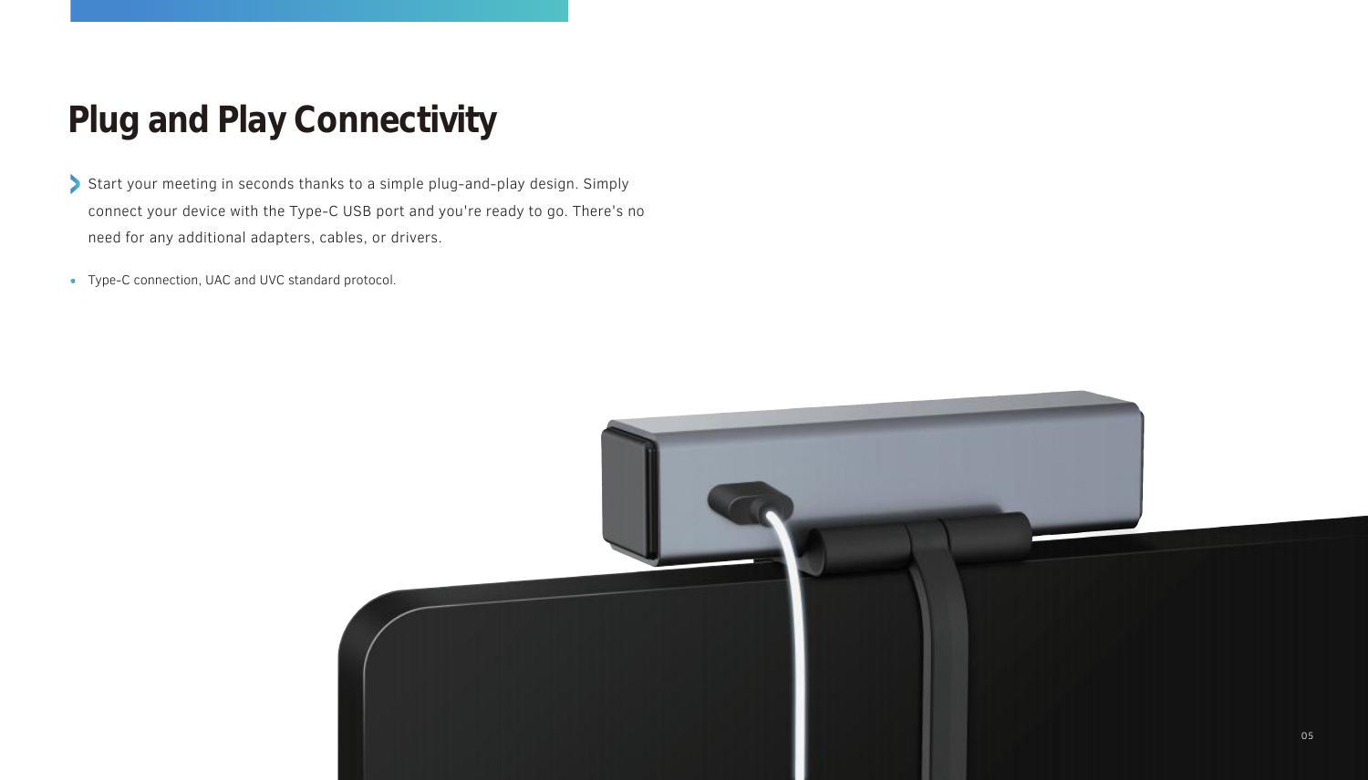# Plug and Play Connectivity

- Start your meeting in seconds thanks to a simple plug-and-play design. Simply connect your device with the Type-C USB port and you're ready to go. There's no need for any additional adapters, cables, or drivers.

- Type-C connection, UAC and UVC standard protocol.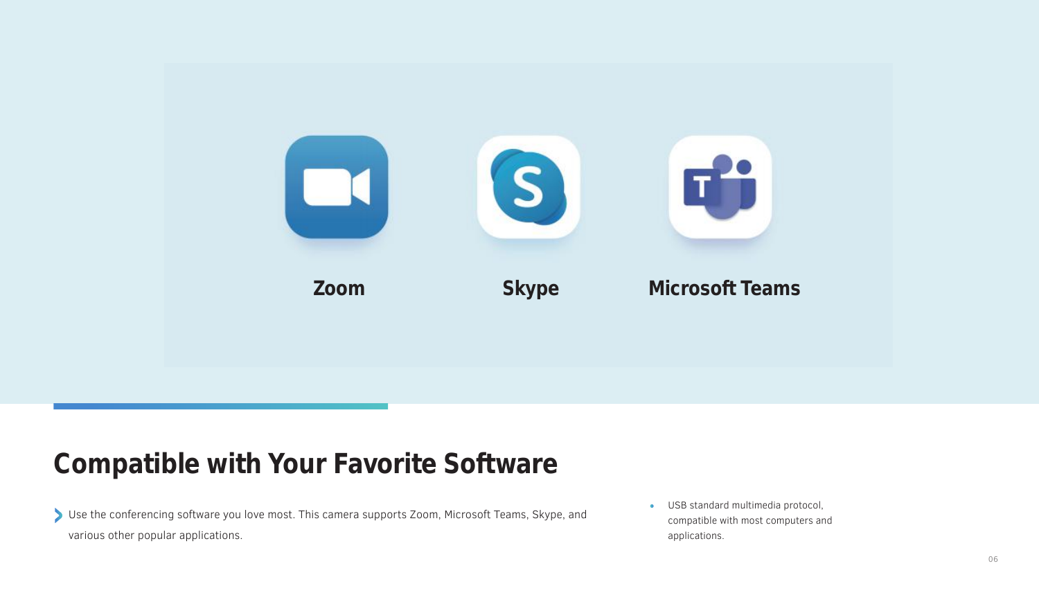Zoom

Skype

Microsoft Teams

## Compatible with Your Favorite Software

- Use the conferencing software you love most. This camera supports Zoom, Microsoft Teams, Skype, and various other popular applications.

- USB standard multimedia protocol, compatible with most computers and applications.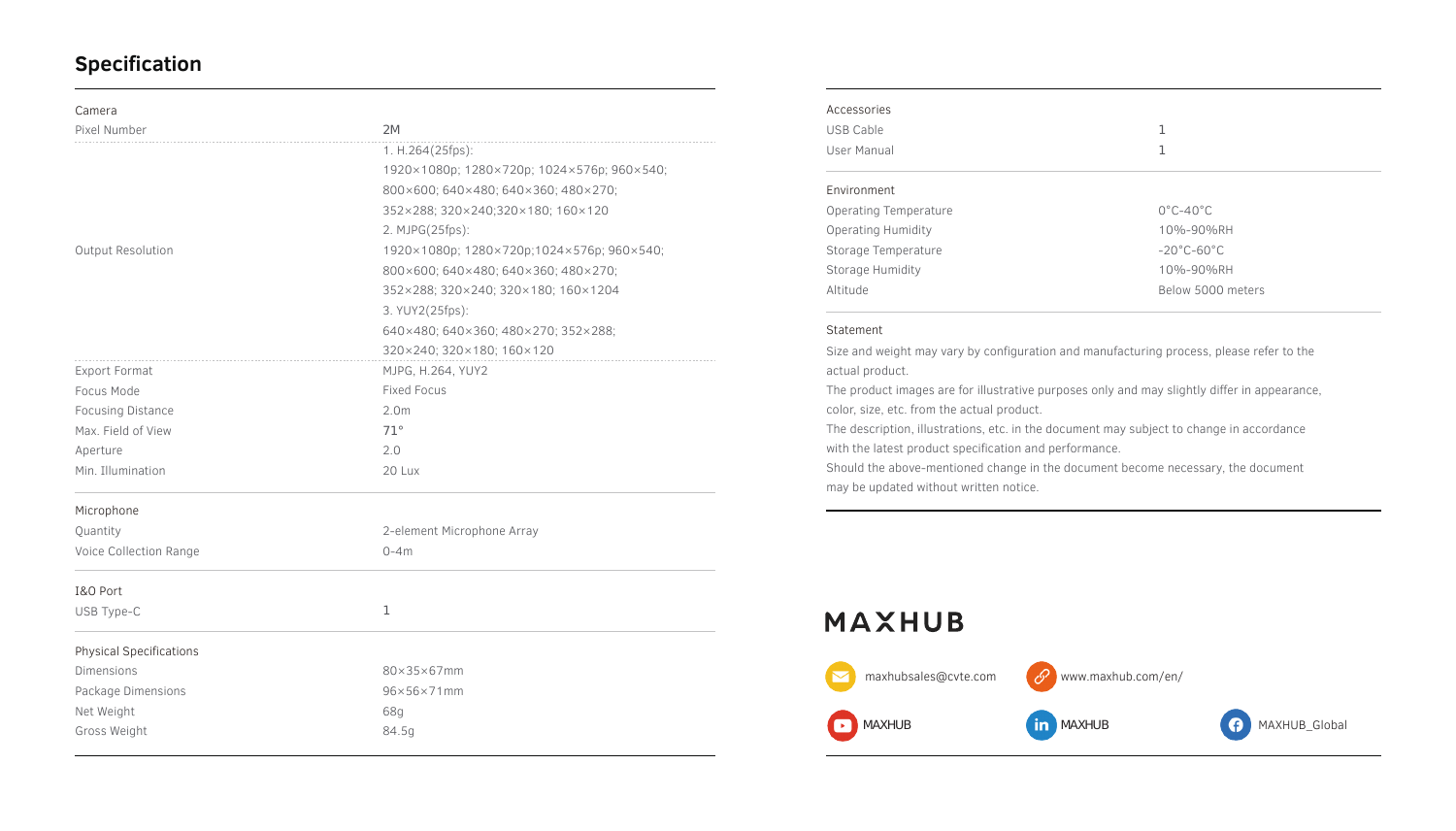## Specification

| | |
|---|---|
| **Camera** | |
| Pixel Number | 2M |
| Output Resolution | 1. H.264(25fps):<br>1920×1080p; 1280×720p; 1024×576p; 960×540;<br>800×600; 640×480; 640×360; 480×270;<br>352×288; 320×240;320×180; 160×120<br>2. MJPG(25fps):<br>1920×1080p; 1280×720p;1024×576p; 960×540;<br>800×600; 640×480; 640×360; 480×270;<br>352×288; 320×240; 320×180; 160×1204<br>3. YUY2(25fps):<br>640×480; 640×360; 480×270; 352×288;<br>320×240; 320×180; 160×120 |
| Export Format | MJPG, H.264, YUY2 |
| Focus Mode | Fixed Focus |
| Focusing Distance | 2.0m |
| Max. Field of View | 71° |
| Aperture | 2.0 |
| Min. Illumination | 20 Lux |
| **Microphone** | |
| Quantity | 2-element Microphone Array |
| Voice Collection Range | 0-4m |
| **I&O Port** | |
| USB Type-C | 1 |
| **Physical Specifications** | |
| Dimensions | 80×35×67mm |
| Package Dimensions | 96×56×71mm |
| Net Weight | 68g |
| Gross Weight | 84.5g |

| | |
|---|---|
| **Accessories** | |
| USB Cable | 1 |
| User Manual | 1 |
| **Environment** | |
| Operating Temperature | 0°C-40°C |
| Operating Humidity | 10%-90%RH |
| Storage Temperature | -20°C-60°C |
| Storage Humidity | 10%-90%RH |
| Altitude | Below 5000 meters |

**Statement**

Size and weight may vary by configuration and manufacturing process, please refer to the actual product.
The product images are for illustrative purposes only and may slightly differ in appearance, color, size, etc. from the actual product.
The description, illustrations, etc. in the document may subject to change in accordance with the latest product specification and performance.
Should the above-mentioned change in the document become necessary, the document may be updated without written notice.

**MAXHUB**

maxhubsales@cvte.com
www.maxhub.com/en/
MAXHUB
MAXHUB
MAXHUB_Global